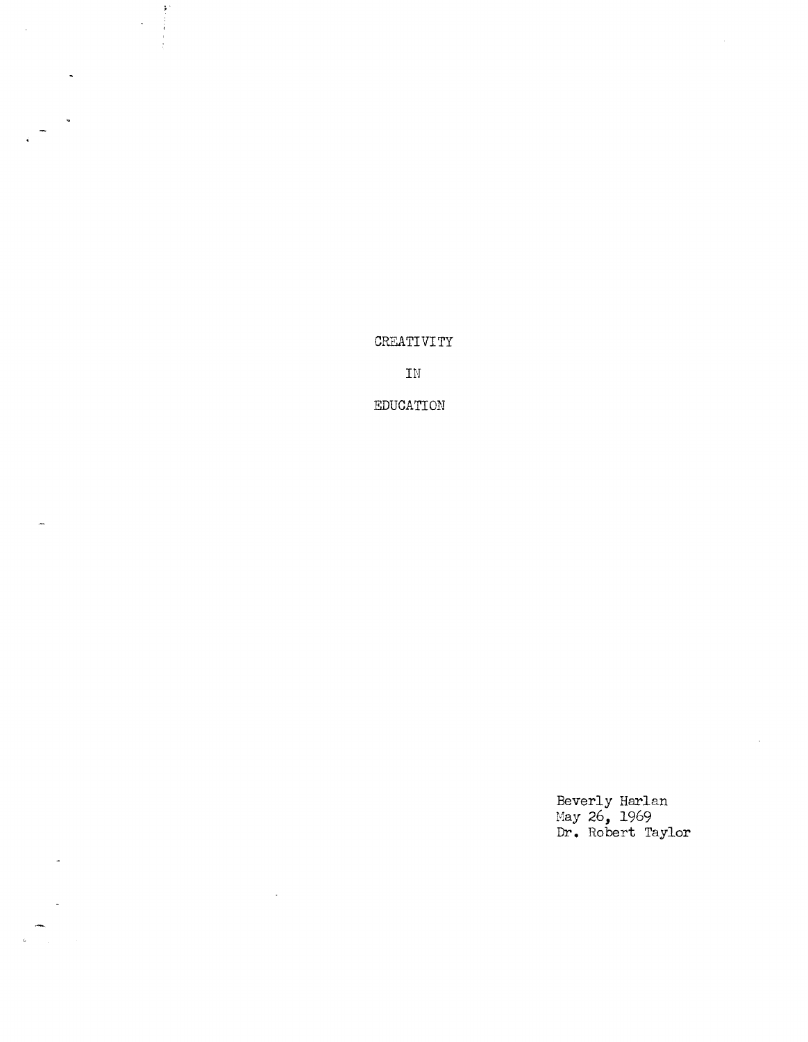# CREATIVITY

# IN

# EDUCATION

Beverly Harlan
May 26, 1969
Dr. Robert Taylor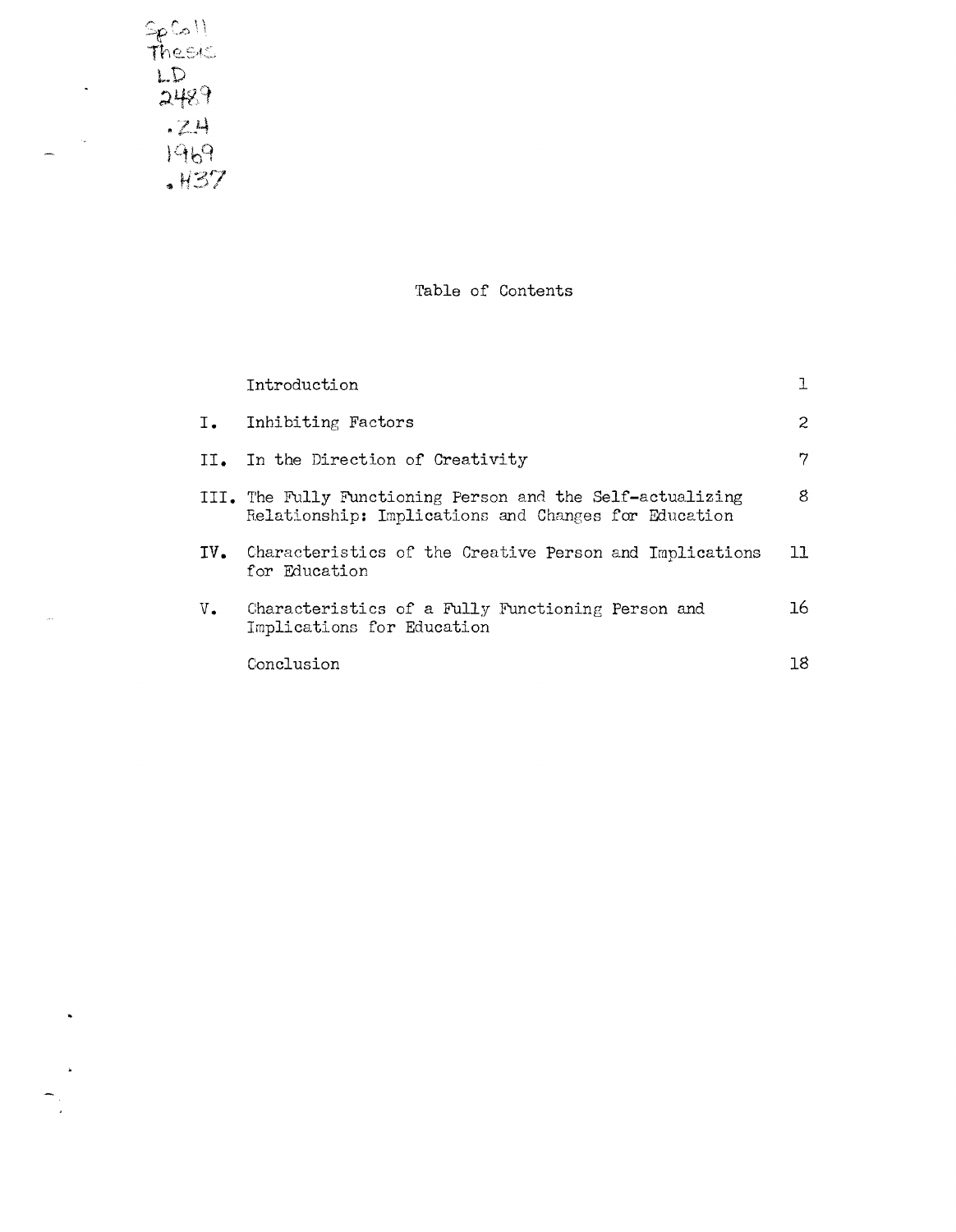Sp Coll
Thesis
LD
2489
.Z4
1969
.H37

# Table of Contents

| | | |
|---|---|---|
| | Introduction | 1 |
| I. | Inhibiting Factors | 2 |
| II. | In the Direction of Creativity | 7 |
| III. | The Fully Functioning Person and the Self-actualizing Relationship: Implications and Changes for Education | 8 |
| IV. | Characteristics of the Creative Person and Implications for Education | 11 |
| V. | Characteristics of a Fully Functioning Person and Implications for Education | 16 |
| | Conclusion | 18 |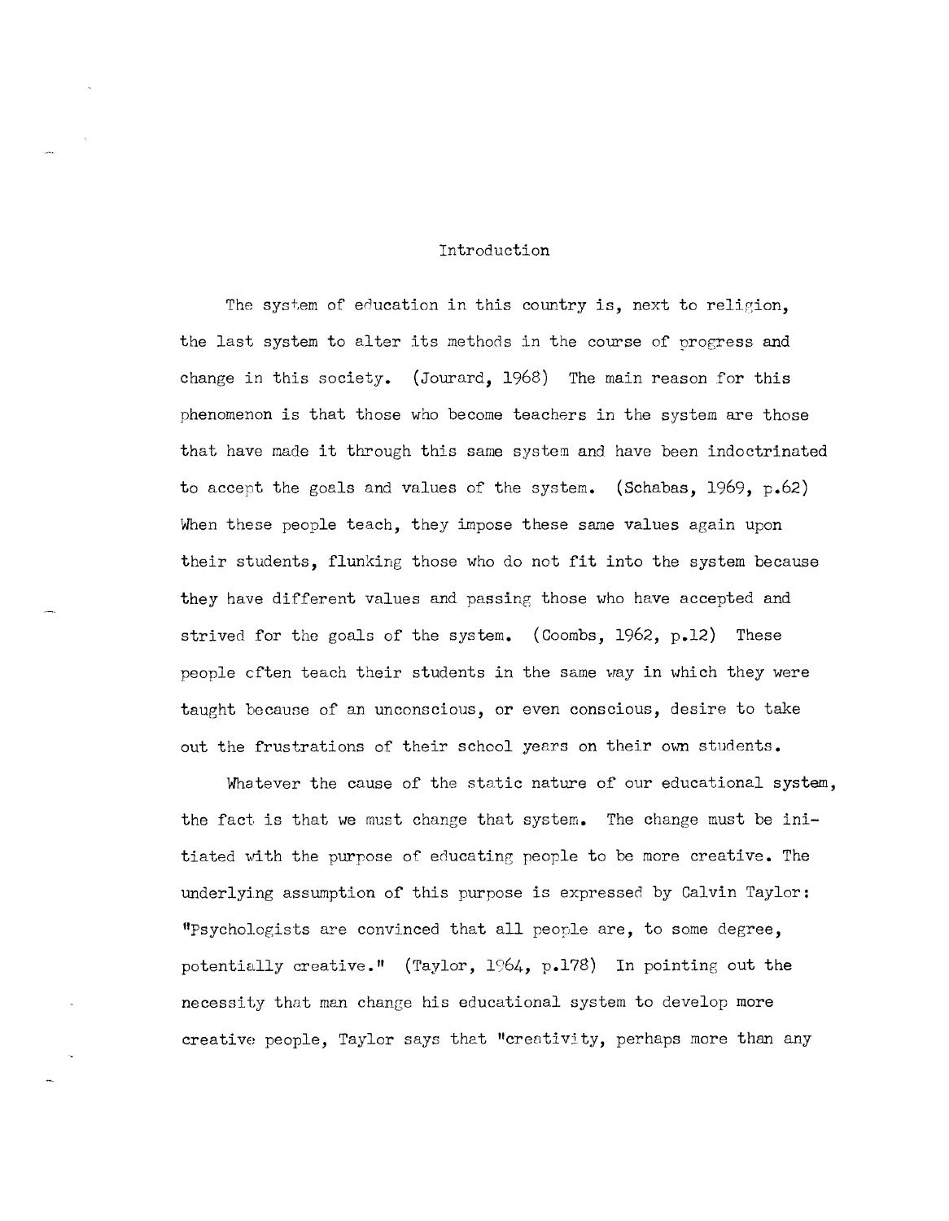# Introduction

The system of education in this country is, next to religion, the last system to alter its methods in the course of progress and change in this society. (Jourard, 1968) The main reason for this phenomenon is that those who become teachers in the system are those that have made it through this same system and have been indoctrinated to accept the goals and values of the system. (Schabas, 1969, p.62) When these people teach, they impose these same values again upon their students, flunking those who do not fit into the system because they have different values and passing those who have accepted and strived for the goals of the system. (Coombs, 1962, p.12) These people often teach their students in the same way in which they were taught because of an unconscious, or even conscious, desire to take out the frustrations of their school years on their own students.

Whatever the cause of the static nature of our educational system, the fact is that we must change that system. The change must be initiated with the purpose of educating people to be more creative. The underlying assumption of this purpose is expressed by Calvin Taylor: "Psychologists are convinced that all people are, to some degree, potentially creative." (Taylor, 1964, p.178) In pointing out the necessity that man change his educational system to develop more creative people, Taylor says that "creativity, perhaps more than any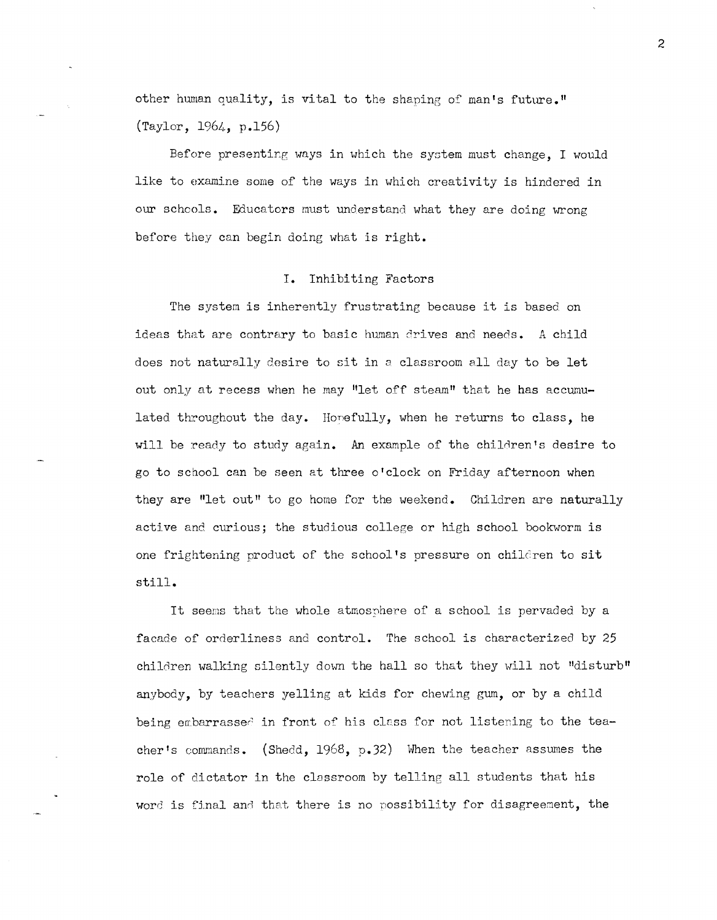other human quality, is vital to the shaping of man's future." (Taylor, 1964, p.156)

Before presenting ways in which the system must change, I would like to examine some of the ways in which creativity is hindered in our schools. Educators must understand what they are doing wrong before they can begin doing what is right.

## I. Inhibiting Factors

The system is inherently frustrating because it is based on ideas that are contrary to basic human drives and needs. A child does not naturally desire to sit in a classroom all day to be let out only at recess when he may "let off steam" that he has accumulated throughout the day. Hopefully, when he returns to class, he will be ready to study again. An example of the children's desire to go to school can be seen at three o'clock on Friday afternoon when they are "let out" to go home for the weekend. Children are naturally active and curious; the studious college or high school bookworm is one frightening product of the school's pressure on children to sit still.

It seems that the whole atmosphere of a school is pervaded by a facade of orderliness and control. The school is characterized by 25 children walking silently down the hall so that they will not "disturb" anybody, by teachers yelling at kids for chewing gum, or by a child being embarrassed in front of his class for not listening to the teacher's commands. (Shedd, 1968, p.32) When the teacher assumes the role of dictator in the classroom by telling all students that his word is final and that there is no possibility for disagreement, the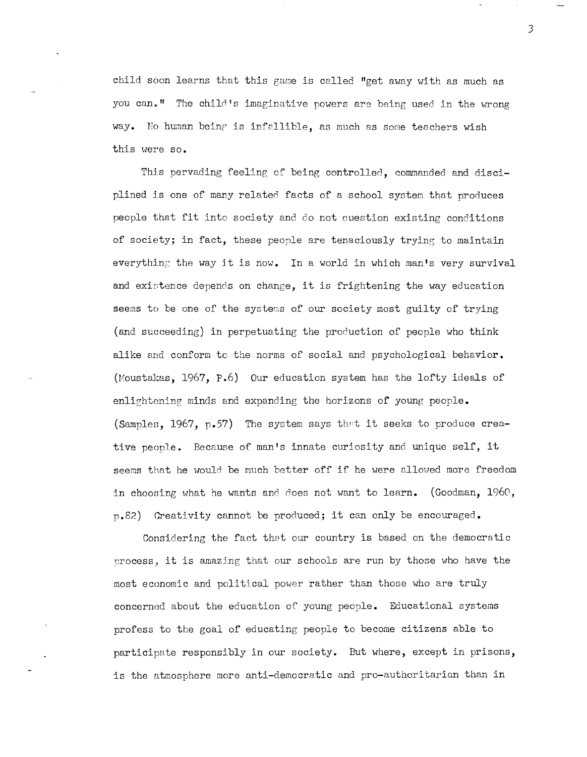child soon learns that this game is called "get away with as much as you can." The child's imaginative powers are being used in the wrong way. No human being is infallible, as much as some teachers wish this were so.

This pervading feeling of being controlled, commanded and disciplined is one of many related facts of a school system that produces people that fit into society and do not question existing conditions of society; in fact, these people are tenaciously trying to maintain everything the way it is now. In a world in which man's very survival and existence depends on change, it is frightening the way education seems to be one of the systems of our society most guilty of trying (and succeeding) in perpetuating the production of people who think alike and conform to the norms of social and psychological behavior. (Moustakas, 1967, P.6) Our education system has the lofty ideals of enlightening minds and expanding the horizons of young people. (Samples, 1967, p.57) The system says that it seeks to produce creative people. Because of man's innate curiosity and unique self, it seems that he would be much better off if he were allowed more freedom in choosing what he wants and does not want to learn. (Goodman, 1960, p.82) Creativity cannot be produced; it can only be encouraged.

Considering the fact that our country is based on the democratic process, it is amazing that our schools are run by those who have the most economic and political power rather than those who are truly concerned about the education of young people. Educational systems profess to the goal of educating people to become citizens able to participate responsibly in our society. But where, except in prisons, is the atmosphere more anti-democratic and pro-authoritarian than in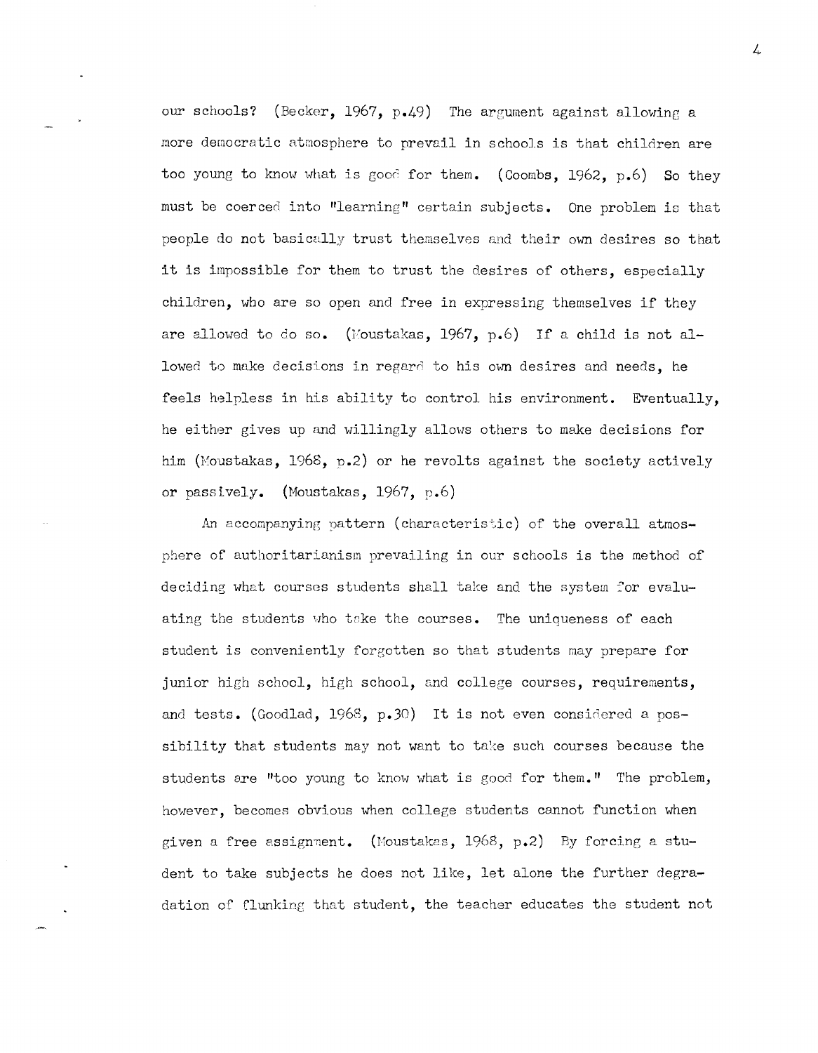our schools? (Becker, 1967, p.49) The argument against allowing a more democratic atmosphere to prevail in schools is that children are too young to know what is good for them. (Coombs, 1962, p.6) So they must be coerced into "learning" certain subjects. One problem is that people do not basically trust themselves and their own desires so that it is impossible for them to trust the desires of others, especially children, who are so open and free in expressing themselves if they are allowed to do so. (Moustakas, 1967, p.6) If a child is not allowed to make decisions in regard to his own desires and needs, he feels helpless in his ability to control his environment. Eventually, he either gives up and willingly allows others to make decisions for him (Moustakas, 1968, p.2) or he revolts against the society actively or passively. (Moustakas, 1967, p.6)

An accompanying pattern (characteristic) of the overall atmosphere of authoritarianism prevailing in our schools is the method of deciding what courses students shall take and the system for evaluating the students who take the courses. The uniqueness of each student is conveniently forgotten so that students may prepare for junior high school, high school, and college courses, requirements, and tests. (Goodlad, 1968, p.30) It is not even considered a possibility that students may not want to take such courses because the students are "too young to know what is good for them." The problem, however, becomes obvious when college students cannot function when given a free assignment. (Moustakas, 1968, p.2) By forcing a student to take subjects he does not like, let alone the further degradation of flunking that student, the teacher educates the student not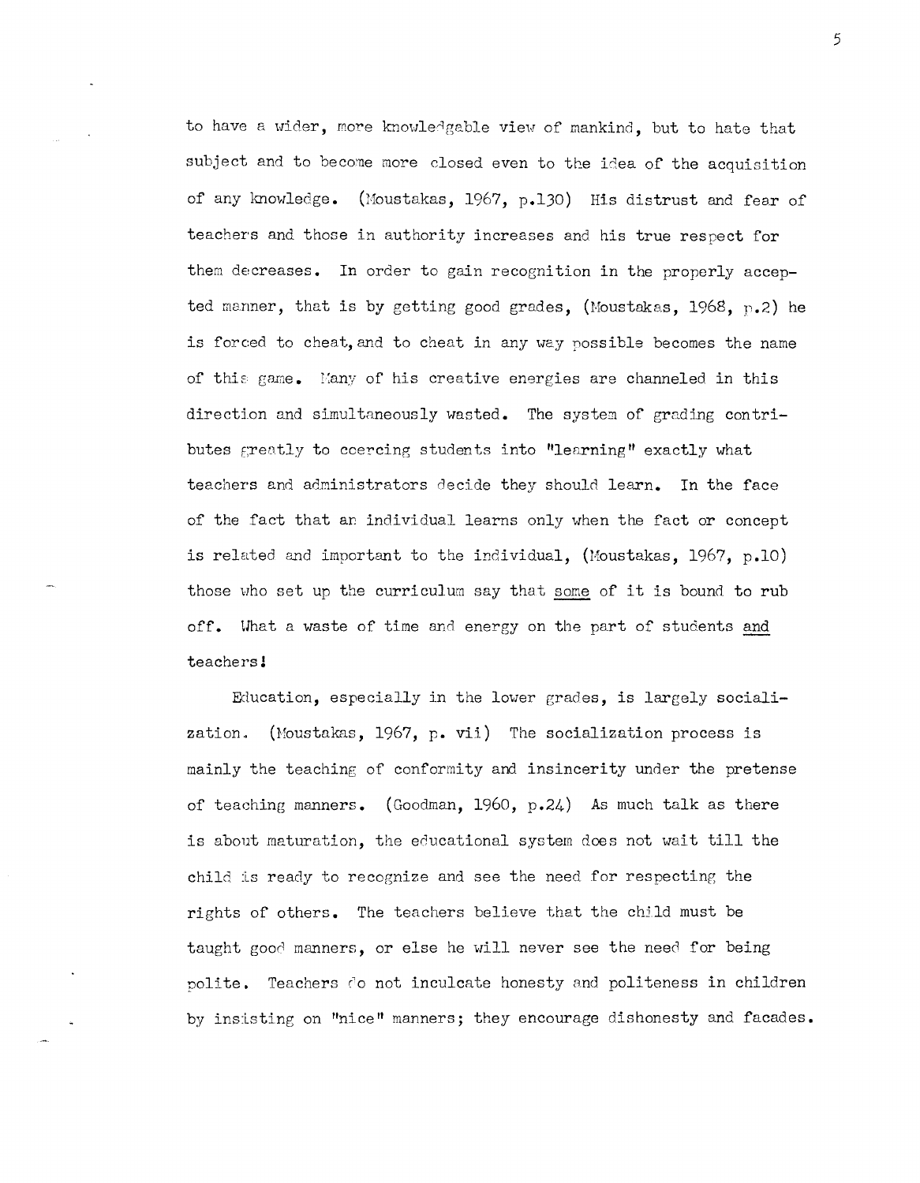to have a wider, more knowledgable view of mankind, but to hate that subject and to become more closed even to the idea of the acquisition of any knowledge. (Moustakas, 1967, p.130) His distrust and fear of teachers and those in authority increases and his true respect for them decreases. In order to gain recognition in the properly accepted manner, that is by getting good grades, (Moustakas, 1968, p.2) he is forced to cheat, and to cheat in any way possible becomes the name of this game. Many of his creative energies are channeled in this direction and simultaneously wasted. The system of grading contributes greatly to coercing students into "learning" exactly what teachers and administrators decide they should learn. In the face of the fact that an individual learns only when the fact or concept is related and important to the individual, (Moustakas, 1967, p.10) those who set up the curriculum say that <u>some</u> of it is bound to rub off. What a waste of time and energy on the part of students <u>and</u> teachers!

Education, especially in the lower grades, is largely socialization. (Moustakas, 1967, p. vii) The socialization process is mainly the teaching of conformity and insincerity under the pretense of teaching manners. (Goodman, 1960, p.24) As much talk as there is about maturation, the educational system does not wait till the child is ready to recognize and see the need for respecting the rights of others. The teachers believe that the child must be taught good manners, or else he will never see the need for being polite. Teachers do not inculcate honesty and politeness in children by insisting on "nice" manners; they encourage dishonesty and facades.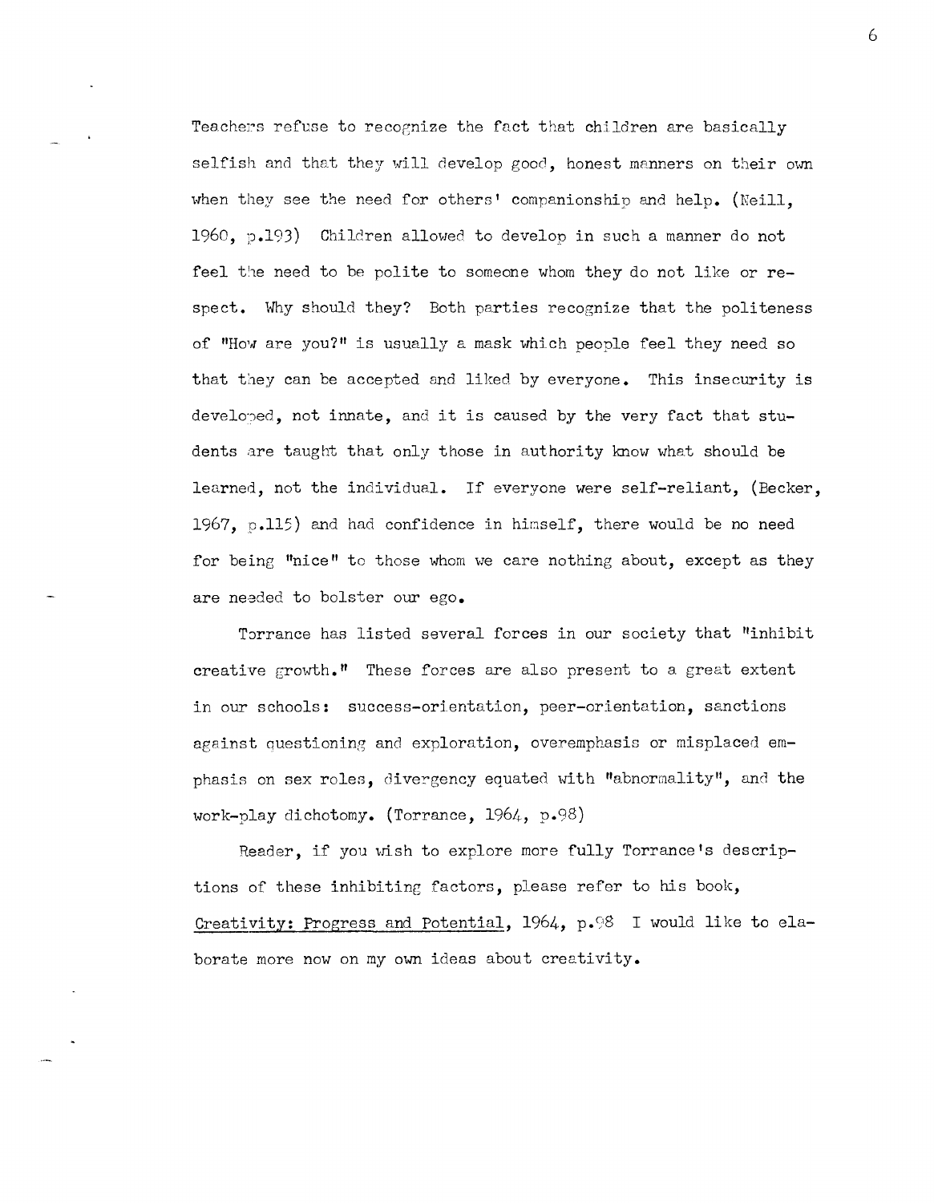Teachers refuse to recognize the fact that children are basically selfish and that they will develop good, honest manners on their own when they see the need for others' companionship and help. (Neill, 1960, p.193) Children allowed to develop in such a manner do not feel the need to be polite to someone whom they do not like or respect. Why should they? Both parties recognize that the politeness of "How are you?" is usually a mask which people feel they need so that they can be accepted and liked by everyone. This insecurity is developed, not innate, and it is caused by the very fact that students are taught that only those in authority know what should be learned, not the individual. If everyone were self-reliant, (Becker, 1967, p.115) and had confidence in himself, there would be no need for being "nice" to those whom we care nothing about, except as they are needed to bolster our ego.

Torrance has listed several forces in our society that "inhibit creative growth." These forces are also present to a great extent in our schools: success-orientation, peer-orientation, sanctions against questioning and exploration, overemphasis or misplaced emphasis on sex roles, divergency equated with "abnormality", and the work-play dichotomy. (Torrance, 1964, p.98)

Reader, if you wish to explore more fully Torrance's descriptions of these inhibiting factors, please refer to his book, Creativity: Progress and Potential, 1964, p.98 I would like to elaborate more now on my own ideas about creativity.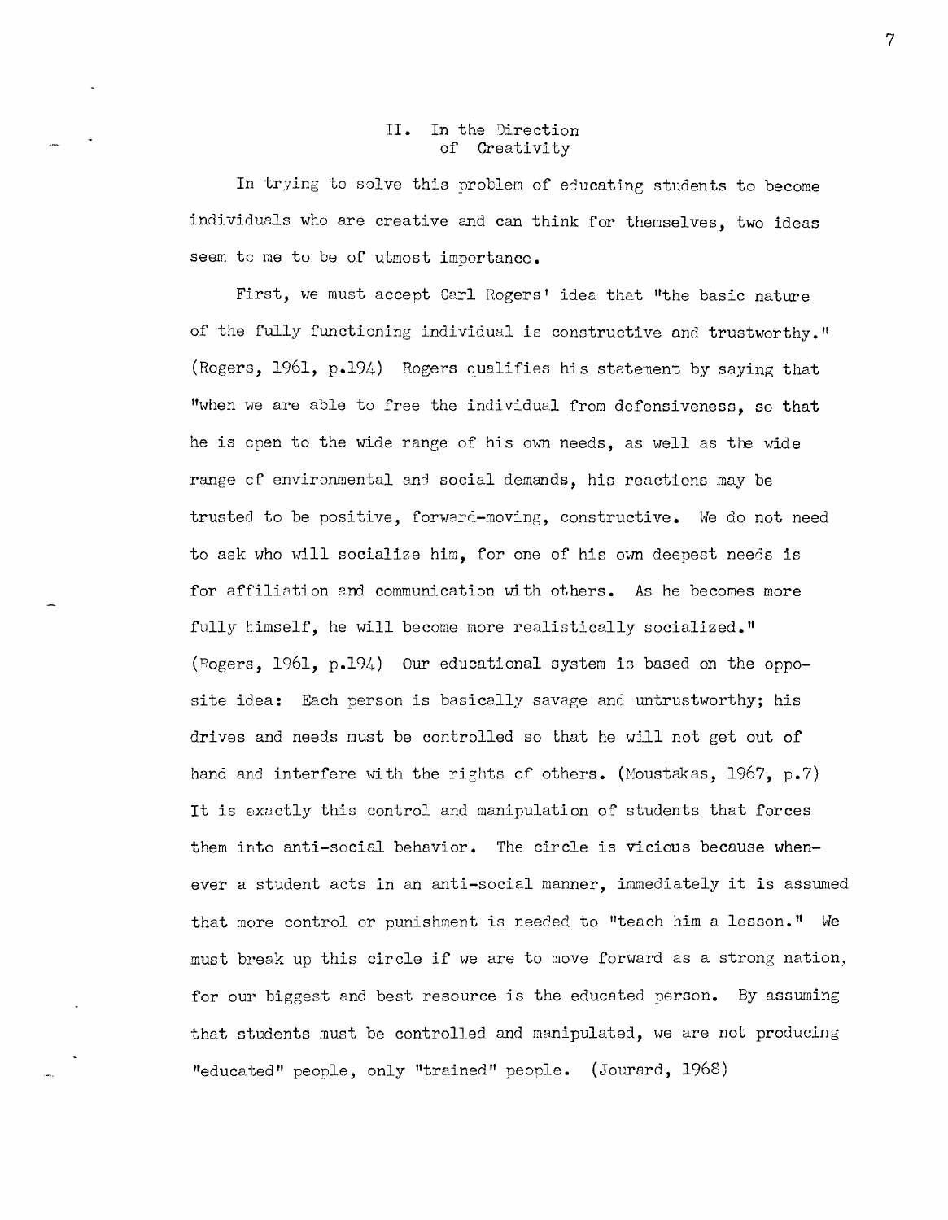## II. In the Direction of Creativity

In trying to solve this problem of educating students to become individuals who are creative and can think for themselves, two ideas seem to me to be of utmost importance.

First, we must accept Carl Rogers' idea that "the basic nature of the fully functioning individual is constructive and trustworthy." (Rogers, 1961, p.194) Rogers qualifies his statement by saying that "when we are able to free the individual from defensiveness, so that he is open to the wide range of his own needs, as well as the wide range of environmental and social demands, his reactions may be trusted to be positive, forward-moving, constructive. We do not need to ask who will socialize him, for one of his own deepest needs is for affiliation and communication with others. As he becomes more fully himself, he will become more realistically socialized." (Rogers, 1961, p.194) Our educational system is based on the opposite idea: Each person is basically savage and untrustworthy; his drives and needs must be controlled so that he will not get out of hand and interfere with the rights of others. (Moustakas, 1967, p.7) It is exactly this control and manipulation of students that forces them into anti-social behavior. The circle is vicious because whenever a student acts in an anti-social manner, immediately it is assumed that more control or punishment is needed to "teach him a lesson." We must break up this circle if we are to move forward as a strong nation, for our biggest and best resource is the educated person. By assuming that students must be controlled and manipulated, we are not producing "educated" people, only "trained" people. (Jourard, 1968)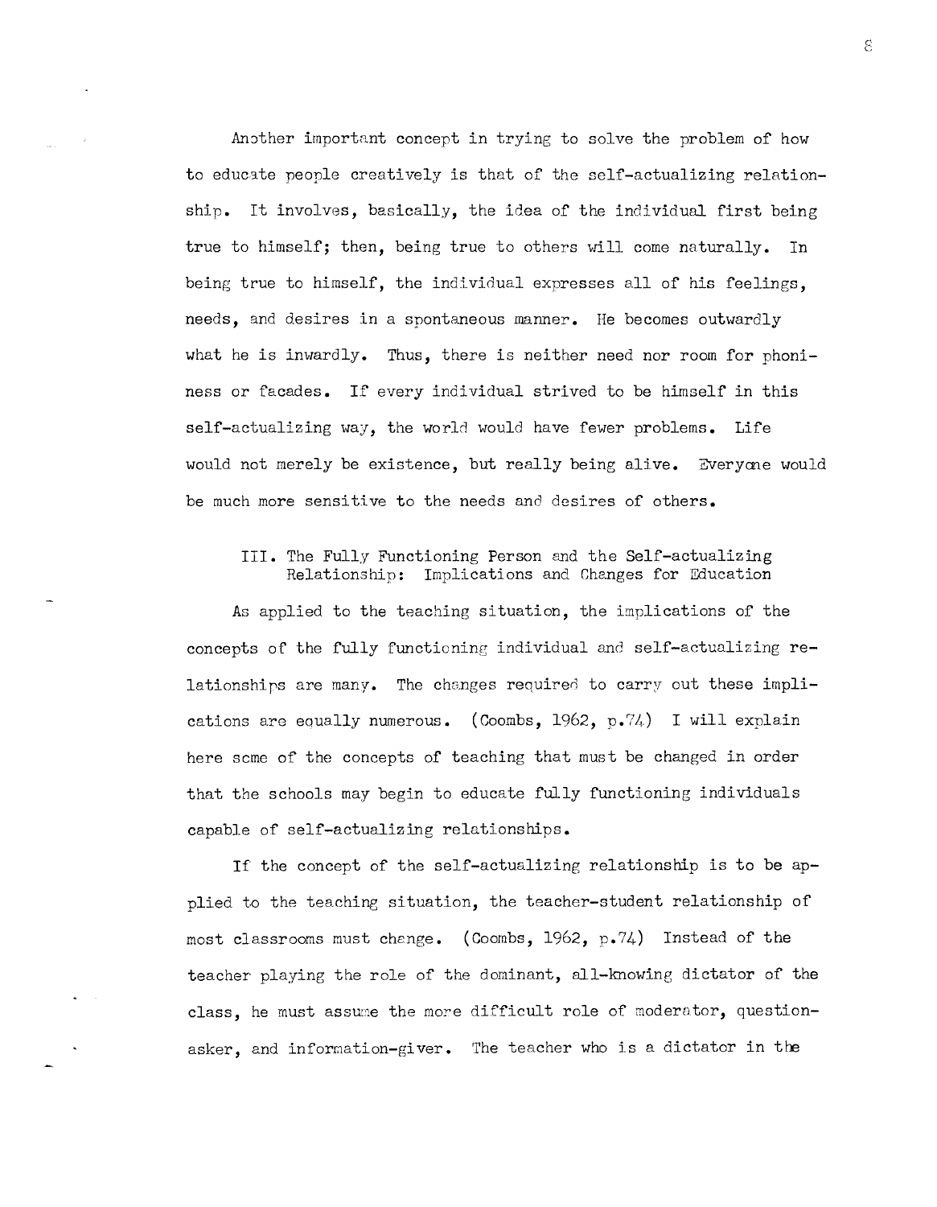Another important concept in trying to solve the problem of how to educate people creatively is that of the self-actualizing relationship. It involves, basically, the idea of the individual first being true to himself; then, being true to others will come naturally. In being true to himself, the individual expresses all of his feelings, needs, and desires in a spontaneous manner. He becomes outwardly what he is inwardly. Thus, there is neither need nor room for phoniness or facades. If every individual strived to be himself in this self-actualizing way, the world would have fewer problems. Life would not merely be existence, but really being alive. Everyone would be much more sensitive to the needs and desires of others.

## III. The Fully Functioning Person and the Self-actualizing Relationship: Implications and Changes for Education

As applied to the teaching situation, the implications of the concepts of the fully functioning individual and self-actualizing relationships are many. The changes required to carry out these implications are equally numerous. (Coombs, 1962, p.74) I will explain here some of the concepts of teaching that must be changed in order that the schools may begin to educate fully functioning individuals capable of self-actualizing relationships.

If the concept of the self-actualizing relationship is to be applied to the teaching situation, the teacher-student relationship of most classrooms must change. (Coombs, 1962, p.74) Instead of the teacher playing the role of the dominant, all-knowing dictator of the class, he must assume the more difficult role of moderator, question-asker, and information-giver. The teacher who is a dictator in the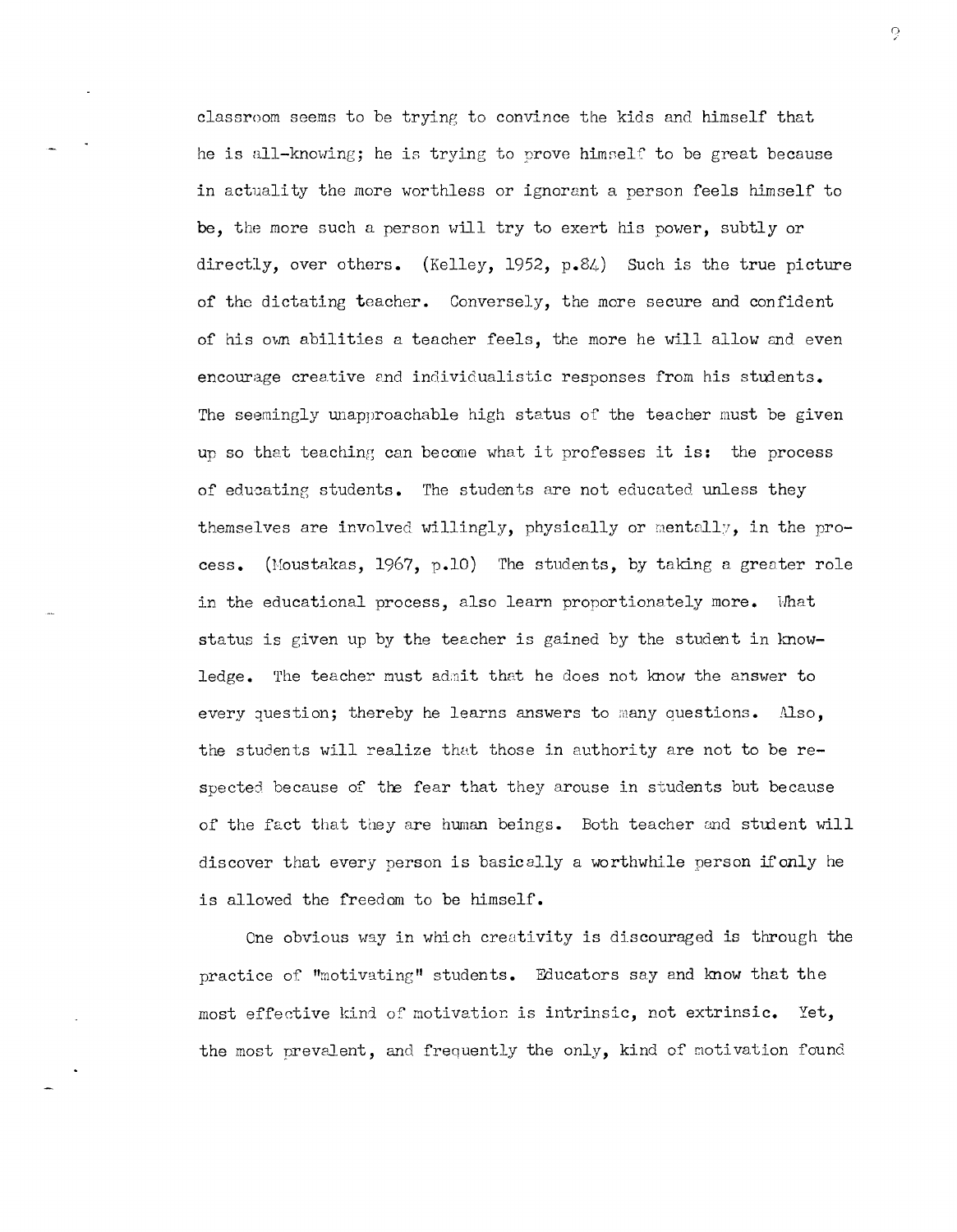classroom seems to be trying to convince the kids and himself that he is all-knowing; he is trying to prove himself to be great because in actuality the more worthless or ignorant a person feels himself to be, the more such a person will try to exert his power, subtly or directly, over others. (Kelley, 1952, p.84) Such is the true picture of the dictating teacher. Conversely, the more secure and confident of his own abilities a teacher feels, the more he will allow and even encourage creative and individualistic responses from his students. The seemingly unapproachable high status of the teacher must be given up so that teaching can become what it professes it is: the process of educating students. The students are not educated unless they themselves are involved willingly, physically or mentally, in the process. (Moustakas, 1967, p.10) The students, by taking a greater role in the educational process, also learn proportionately more. What status is given up by the teacher is gained by the student in knowledge. The teacher must admit that he does not know the answer to every question; thereby he learns answers to many questions. Also, the students will realize that those in authority are not to be respected because of the fear that they arouse in students but because of the fact that they are human beings. Both teacher and student will discover that every person is basically a worthwhile person if only he is allowed the freedom to be himself.

One obvious way in which creativity is discouraged is through the practice of "motivating" students. Educators say and know that the most effective kind of motivation is intrinsic, not extrinsic. Yet, the most prevalent, and frequently the only, kind of motivation found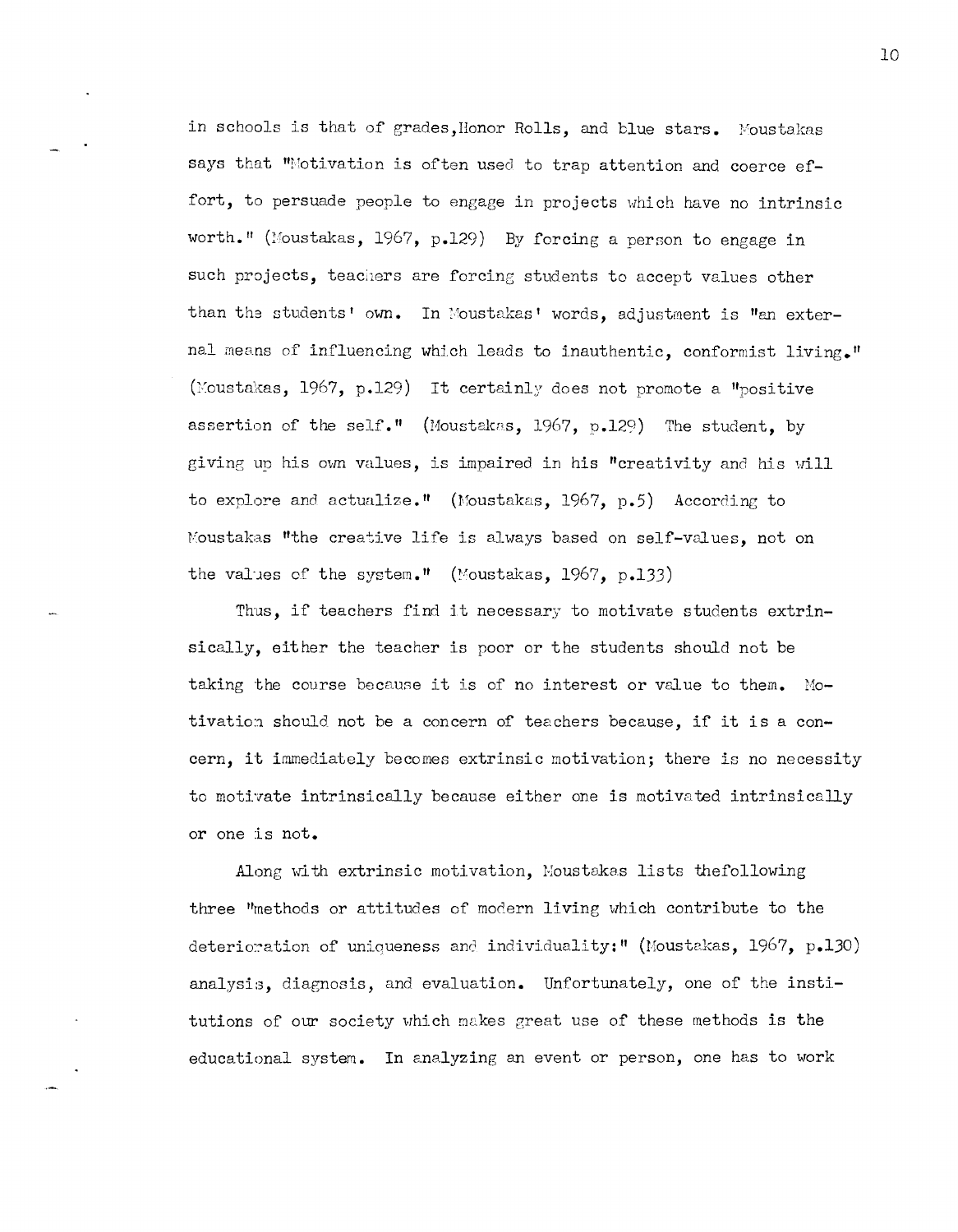in schools is that of grades,Honor Rolls, and blue stars. Moustakas says that "Motivation is often used to trap attention and coerce effort, to persuade people to engage in projects which have no intrinsic worth." (Moustakas, 1967, p.129) By forcing a person to engage in such projects, teachers are forcing students to accept values other than the students' own. In Moustakas' words, adjustment is "an external means of influencing which leads to inauthentic, conformist living." (Moustakas, 1967, p.129) It certainly does not promote a "positive assertion of the self." (Moustakas, 1967, p.129) The student, by giving up his own values, is impaired in his "creativity and his will to explore and actualize." (Moustakas, 1967, p.5) According to Moustakas "the creative life is always based on self-values, not on the values of the system." (Moustakas, 1967, p.133)

Thus, if teachers find it necessary to motivate students extrinsically, either the teacher is poor or the students should not be taking the course because it is of no interest or value to them. Motivation should not be a concern of teachers because, if it is a concern, it immediately becomes extrinsic motivation; there is no necessity to motivate intrinsically because either one is motivated intrinsically or one is not.

Along with extrinsic motivation, Moustakas lists thefollowing three "methods or attitudes of modern living which contribute to the deterioration of uniqueness and individuality:" (Moustakas, 1967, p.130) analysis, diagnosis, and evaluation. Unfortunately, one of the institutions of our society which makes great use of these methods is the educational system. In analyzing an event or person, one has to work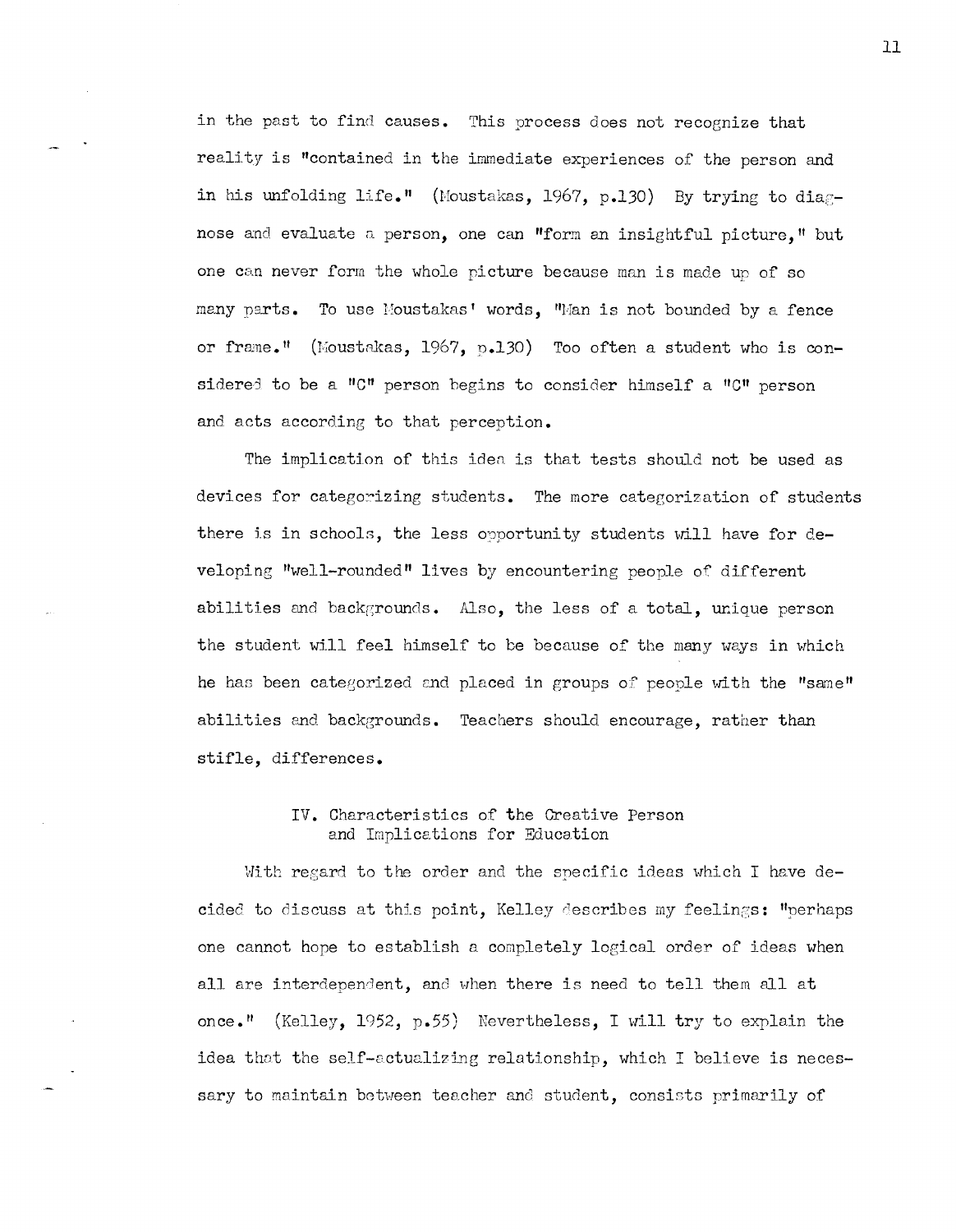in the past to find causes. This process does not recognize that reality is "contained in the immediate experiences of the person and in his unfolding life." (Moustakas, 1967, p.130) By trying to diagnose and evaluate a person, one can "form an insightful picture," but one can never form the whole picture because man is made up of so many parts. To use Moustakas' words, "Man is not bounded by a fence or frame." (Moustakas, 1967, p.130) Too often a student who is considered to be a "C" person begins to consider himself a "C" person and acts according to that perception.

The implication of this idea is that tests should not be used as devices for categorizing students. The more categorization of students there is in schools, the less opportunity students will have for developing "well-rounded" lives by encountering people of different abilities and backgrounds. Also, the less of a total, unique person the student will feel himself to be because of the many ways in which he has been categorized and placed in groups of people with the "same" abilities and backgrounds. Teachers should encourage, rather than stifle, differences.

## IV. Characteristics of the Creative Person and Implications for Education

With regard to the order and the specific ideas which I have decided to discuss at this point, Kelley describes my feelings: "perhaps one cannot hope to establish a completely logical order of ideas when all are interdependent, and when there is need to tell them all at once." (Kelley, 1952, p.55) Nevertheless, I will try to explain the idea that the self-actualizing relationship, which I believe is necessary to maintain between teacher and student, consists primarily of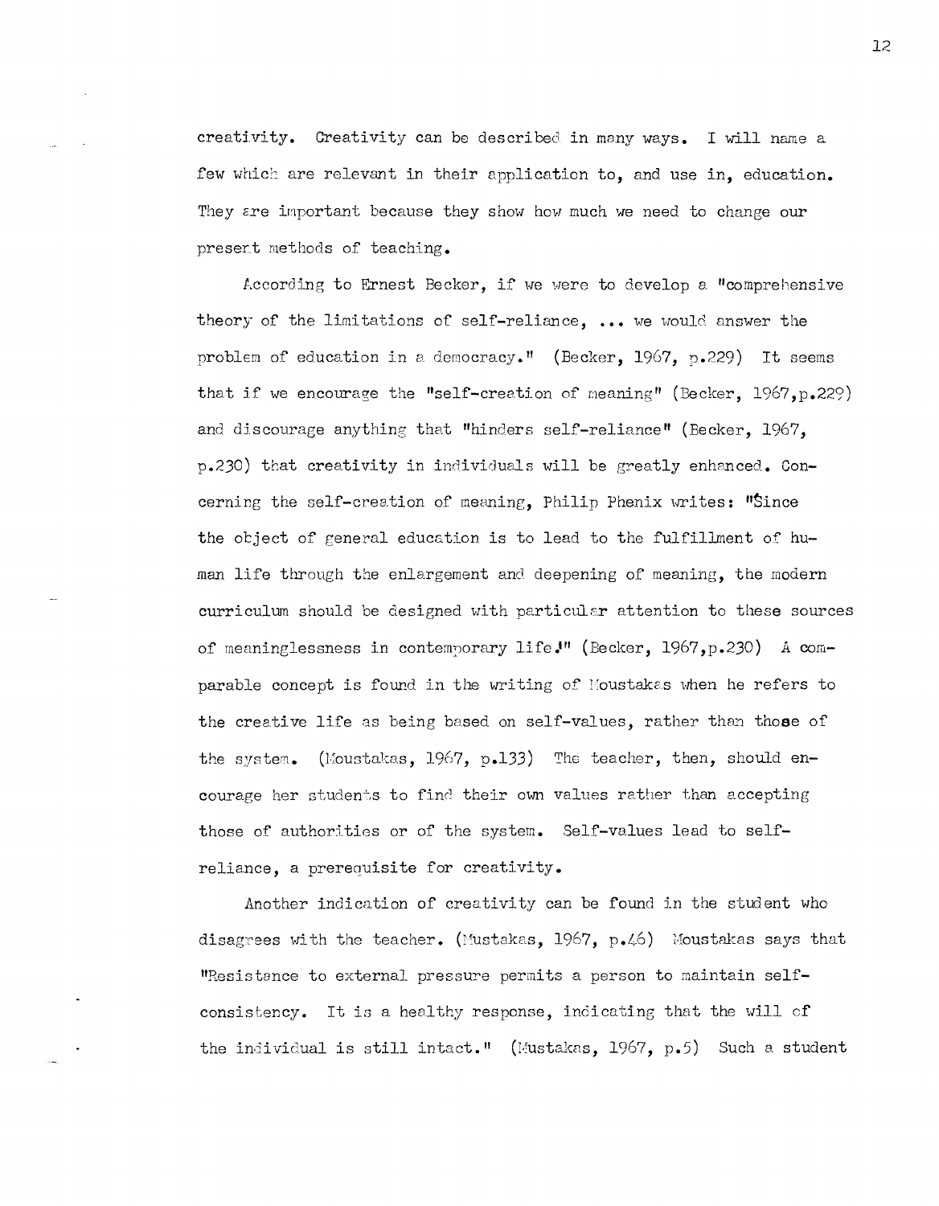creativity. Creativity can be described in many ways. I will name a few which are relevant in their application to, and use in, education. They are important because they show how much we need to change our present methods of teaching.

According to Ernest Becker, if we were to develop a "comprehensive theory of the limitations of self-reliance, ... we would answer the problem of education in a democracy." (Becker, 1967, p.229) It seems that if we encourage the "self-creation of meaning" (Becker, 1967,p.229) and discourage anything that "hinders self-reliance" (Becker, 1967, p.230) that creativity in individuals will be greatly enhanced. Concerning the self-creation of meaning, Philip Phenix writes: "Since the object of general education is to lead to the fulfillment of human life through the enlargement and deepening of meaning, the modern curriculum should be designed with particular attention to these sources of meaninglessness in contemporary life." (Becker, 1967,p.230) A comparable concept is found in the writing of Moustakas when he refers to the creative life as being based on self-values, rather than those of the system. (Moustakas, 1967, p.133) The teacher, then, should encourage her students to find their own values rather than accepting those of authorities or of the system. Self-values lead to self-reliance, a prerequisite for creativity.

Another indication of creativity can be found in the student who disagrees with the teacher. (Mustakas, 1967, p.46) Moustakas says that "Resistence to external pressure permits a person to maintain self-consistency. It is a healthy response, indicating that the will of the individual is still intact." (Mustakas, 1967, p.5) Such a student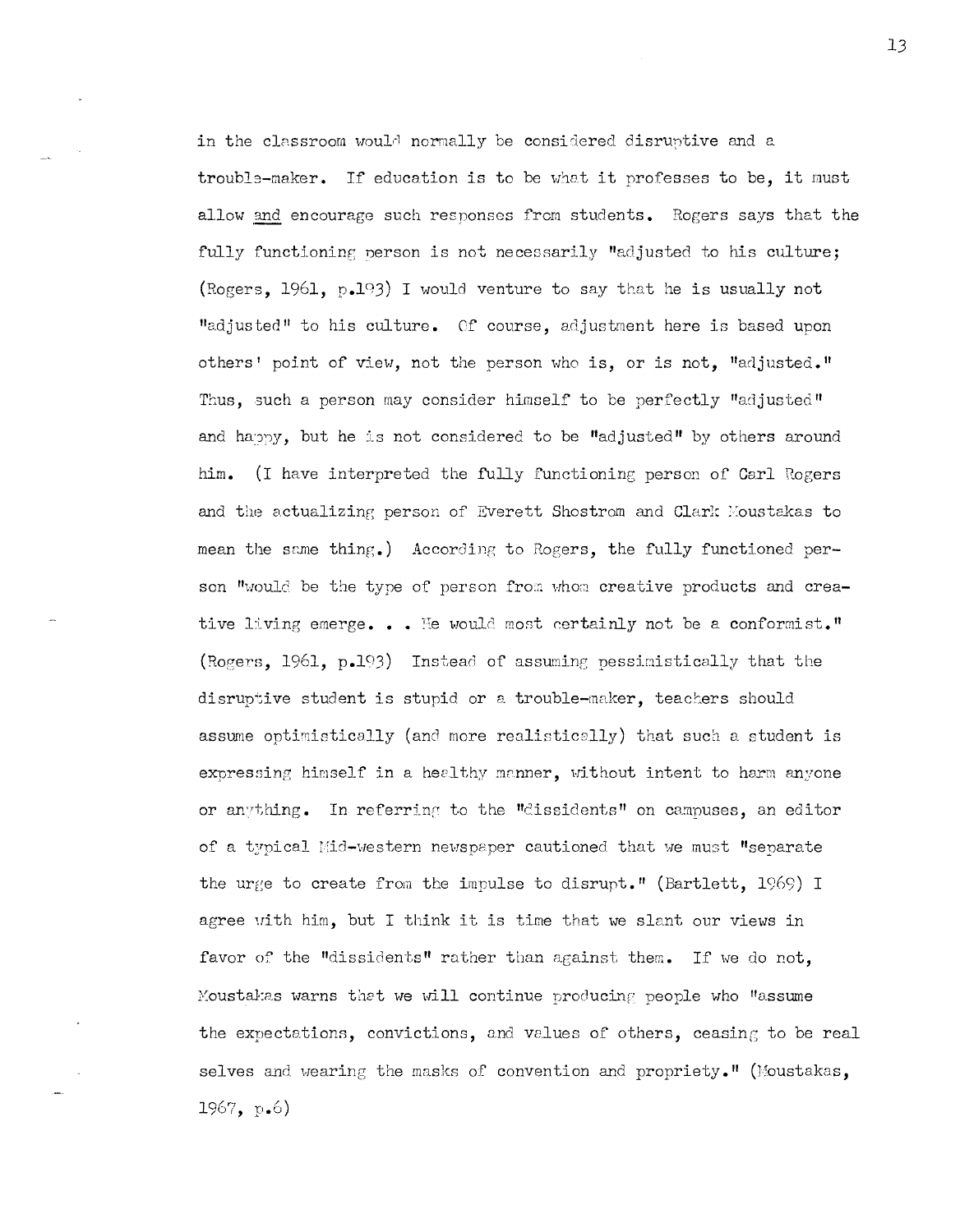in the classroom would normally be considered disruptive and a trouble-maker. If education is to be what it professes to be, it must allow <u>and</u> encourage such responses from students. Rogers says that the fully functioning person is not necessarily "adjusted to his culture; (Rogers, 1961, p.193) I would venture to say that he is usually not "adjusted" to his culture. Of course, adjustment here is based upon others' point of view, not the person who is, or is not, "adjusted." Thus, such a person may consider himself to be perfectly "adjusted" and happy, but he is not considered to be "adjusted" by others around him. (I have interpreted the fully functioning person of Carl Rogers and the actualizing person of Everett Shostrom and Clark Moustakas to mean the same thing.) According to Rogers, the fully functioned person "would be the type of person from whom creative products and creative living emerge. . . He would most certainly not be a conformist." (Rogers, 1961, p.193) Instead of assuming pessimistically that the disruptive student is stupid or a trouble-maker, teachers should assume optimistically (and more realistically) that such a student is expressing himself in a healthy manner, without intent to harm anyone or anything. In referring to the "dissidents" on campuses, an editor of a typical Mid-western newspaper cautioned that we must "separate the urge to create from the impulse to disrupt." (Bartlett, 1969) I agree with him, but I think it is time that we slant our views in favor of the "dissidents" rather than against them. If we do not, Moustakas warns that we will continue producing people who "assume the expectations, convictions, and values of others, ceasing to be real selves and wearing the masks of convention and propriety." (Moustakas, 1967, p.6)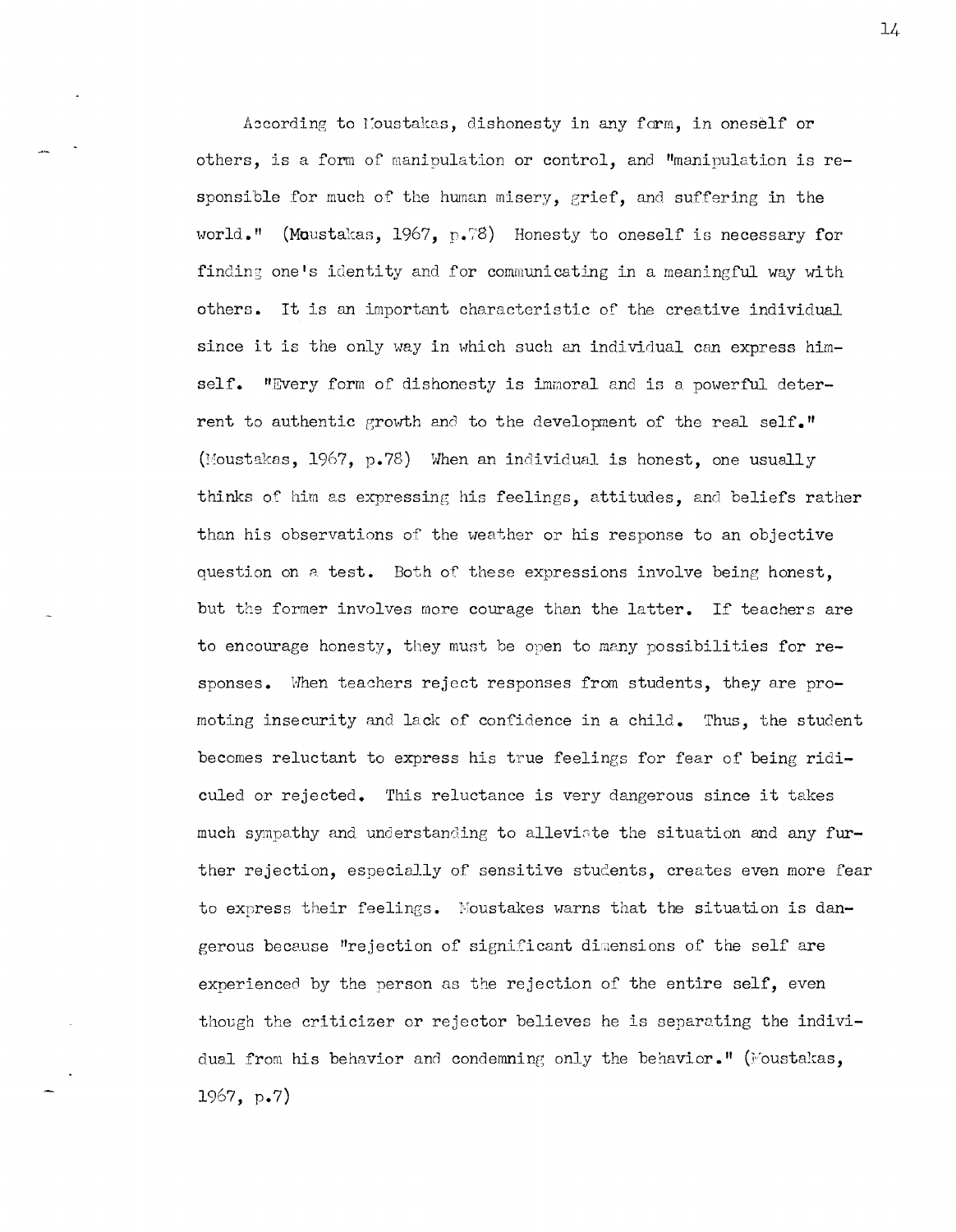According to Moustakas, dishonesty in any form, in oneself or others, is a form of manipulation or control, and "manipulation is responsible for much of the human misery, grief, and suffering in the world." (Moustakas, 1967, p.78) Honesty to oneself is necessary for finding one's identity and for communicating in a meaningful way with others. It is an important characteristic of the creative individual since it is the only way in which such an individual can express himself. "Every form of dishonesty is immoral and is a powerful deterrent to authentic growth and to the development of the real self." (Moustakas, 1967, p.78) When an individual is honest, one usually thinks of him as expressing his feelings, attitudes, and beliefs rather than his observations of the weather or his response to an objective question on a test. Both of these expressions involve being honest, but the former involves more courage than the latter. If teachers are to encourage honesty, they must be open to many possibilities for responses. When teachers reject responses from students, they are promoting insecurity and lack of confidence in a child. Thus, the student becomes reluctant to express his true feelings for fear of being ridiculed or rejected. This reluctance is very dangerous since it takes much sympathy and understanding to alleviate the situation and any further rejection, especially of sensitive students, creates even more fear to express their feelings. Moustakes warns that the situation is dangerous because "rejection of significant dimensions of the self are experienced by the person as the rejection of the entire self, even though the criticizer or rejector believes he is separating the individual from his behavior and condemning only the behavior." (Moustakas, 1967, p.7)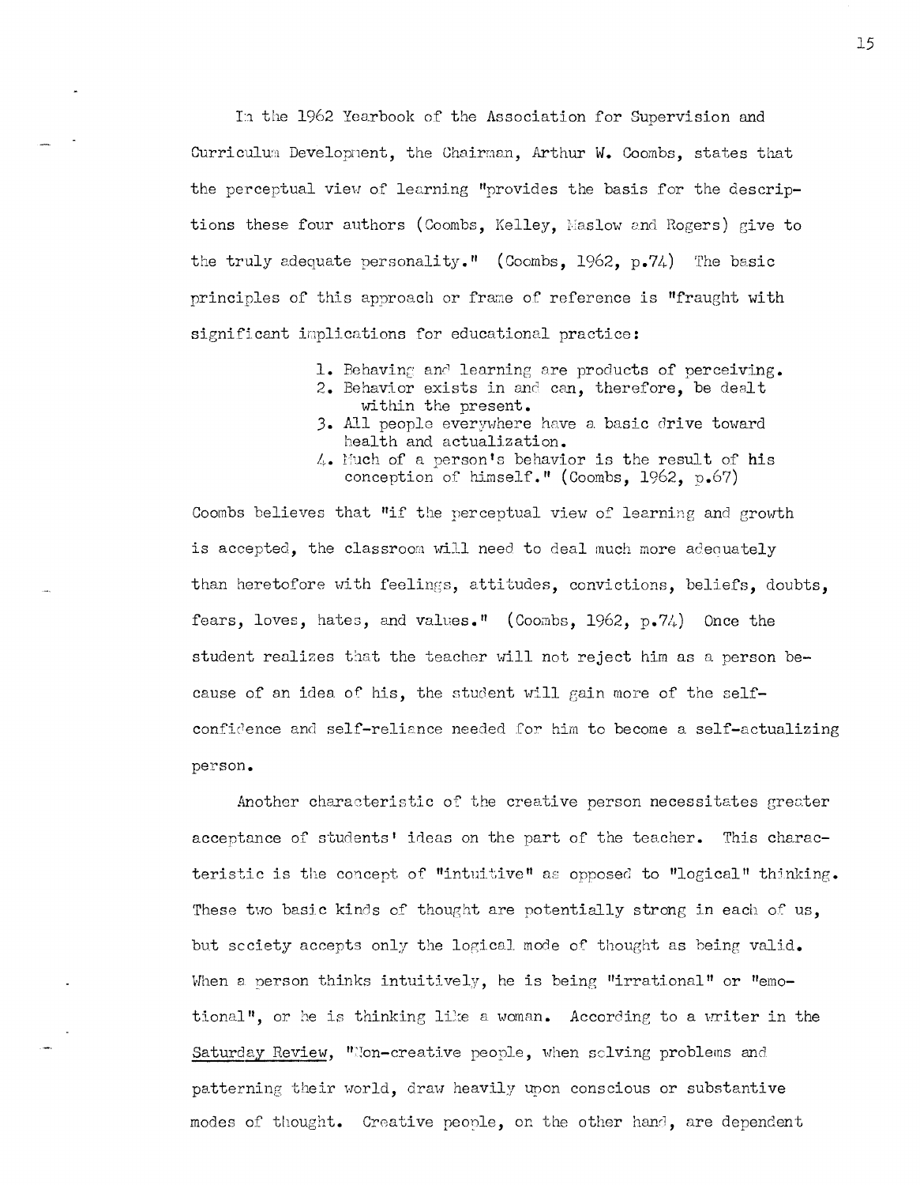In the 1962 Yearbook of the Association for Supervision and Curriculum Development, the Chairman, Arthur W. Coombs, states that the perceptual view of learning "provides the basis for the descriptions these four authors (Coombs, Kelley, Maslow and Rogers) give to the truly adequate personality." (Coombs, 1962, p.74) The basic principles of this approach or frame of reference is "fraught with significant implications for educational practice:

> 1. Behaving and learning are products of perceiving.
> 2. Behavior exists in and can, therefore, be dealt within the present.
> 3. All people everywhere have a basic drive toward health and actualization.
> 4. Much of a person's behavior is the result of his conception of himself." (Coombs, 1962, p.67)

Coombs believes that "if the perceptual view of learning and growth is accepted, the classroom will need to deal much more adequately than heretofore with feelings, attitudes, convictions, beliefs, doubts, fears, loves, hates, and values." (Coombs, 1962, p.74) Once the student realizes that the teacher will not reject him as a person because of an idea of his, the student will gain more of the self-confidence and self-reliance needed for him to become a self-actualizing person.

Another characteristic of the creative person necessitates greater acceptance of students' ideas on the part of the teacher. This characteristic is the concept of "intuitive" as opposed to "logical" thinking. These two basic kinds of thought are potentially strong in each of us, but society accepts only the logical mode of thought as being valid. When a person thinks intuitively, he is being "irrational" or "emotional", or he is thinking like a woman. According to a writer in the Saturday Review, "Non-creative people, when solving problems and patterning their world, draw heavily upon conscious or substantive modes of thought. Creative people, on the other hand, are dependent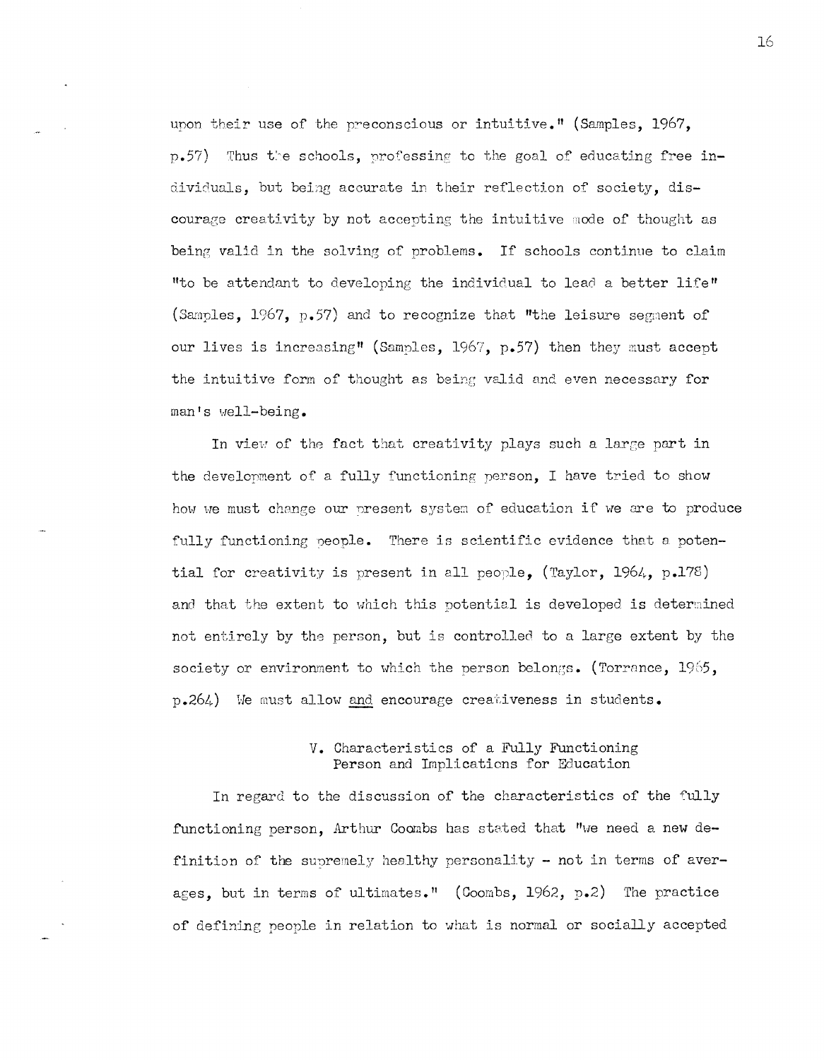upon their use of the preconscious or intuitive." (Samples, 1967, p.57) Thus the schools, professing to the goal of educating free individuals, but being accurate in their reflection of society, discourage creativity by not accepting the intuitive mode of thought as being valid in the solving of problems. If schools continue to claim "to be attendant to developing the individual to lead a better life" (Samples, 1967, p.57) and to recognize that "the leisure segment of our lives is increasing" (Samples, 1967, p.57) then they must accept the intuitive form of thought as being valid and even necessary for man's well-being.

In view of the fact that creativity plays such a large part in the development of a fully functioning person, I have tried to show how we must change our present system of education if we are to produce fully functioning people. There is scientific evidence that a potential for creativity is present in all people, (Taylor, 1964, p.178) and that the extent to which this potential is developed is determined not entirely by the person, but is controlled to a large extent by the society or environment to which the person belongs. (Torrance, 1965, p.264) We must allow <u>and</u> encourage creativeness in students.

## V. Characteristics of a Fully Functioning Person and Implications for Education

In regard to the discussion of the characteristics of the fully functioning person, Arthur Coombs has stated that "we need a new definition of the supremely healthy personality - not in terms of averages, but in terms of ultimates." (Coombs, 1962, p.2) The practice of defining people in relation to what is normal or socially accepted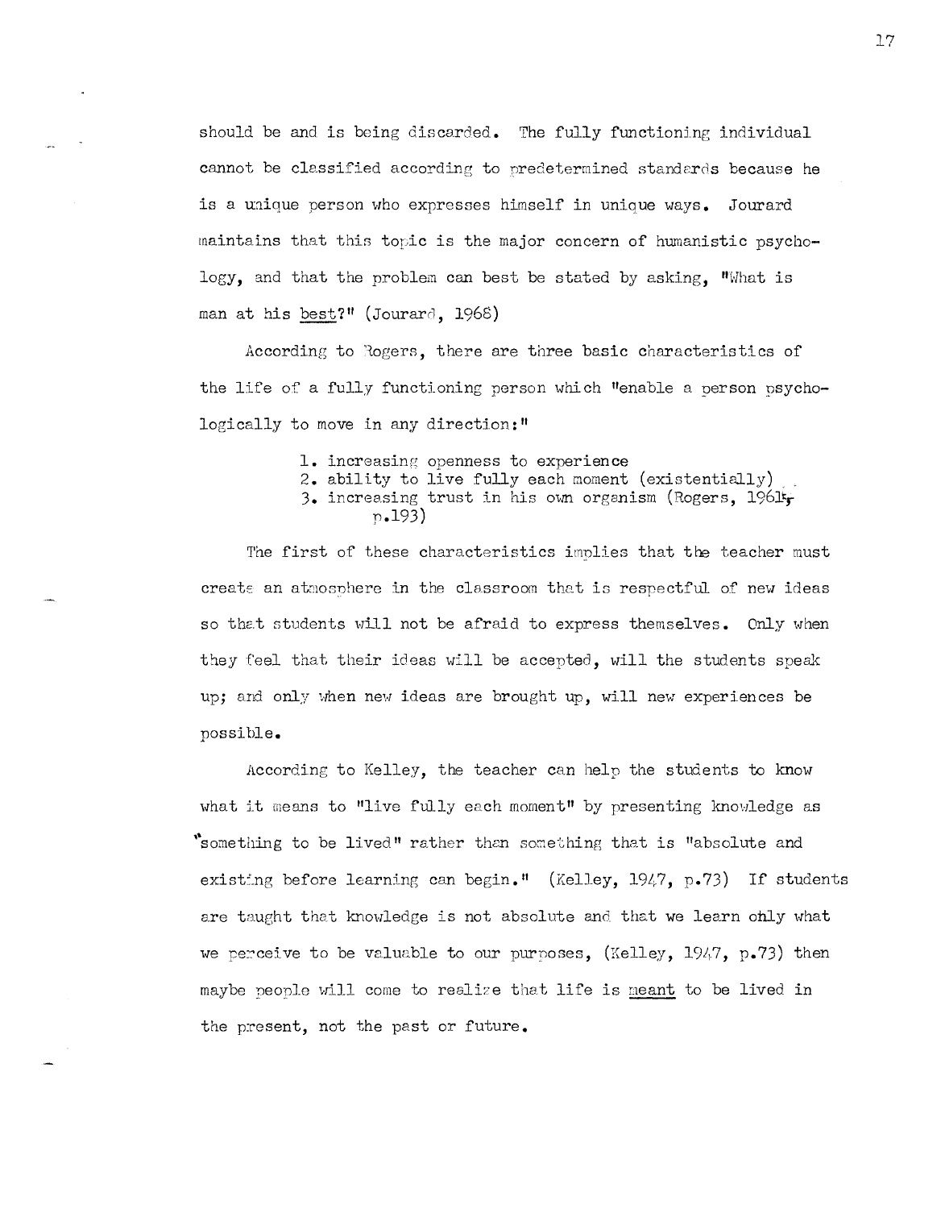should be and is being discarded. The fully functioning individual cannot be classified according to predetermined standards because he is a unique person who expresses himself in unique ways. Jourard maintains that this topic is the major concern of humanistic psychology, and that the problem can best be stated by asking, "What is man at his <u>best</u>?" (Jourard, 1968)

According to Rogers, there are three basic characteristics of the life of a fully functioning person which "enable a person psychologically to move in any direction:"

1. increasing openness to experience
2. ability to live fully each moment (existentially)
3. increasing trust in his own organism (Rogers, 1961, p.193)

The first of these characteristics implies that the teacher must create an atmosphere in the classroom that is respectful of new ideas so that students will not be afraid to express themselves. Only when they feel that their ideas will be accepted, will the students speak up; and only when new ideas are brought up, will new experiences be possible.

According to Kelley, the teacher can help the students to know what it means to "live fully each moment" by presenting knowledge as "something to be lived" rather than something that is "absolute and existing before learning can begin." (Kelley, 1947, p.73) If students are taught that knowledge is not absolute and that we learn only what we perceive to be valuable to our purposes, (Kelley, 1947, p.73) then maybe people will come to realize that life is <u>meant</u> to be lived in the present, not the past or future.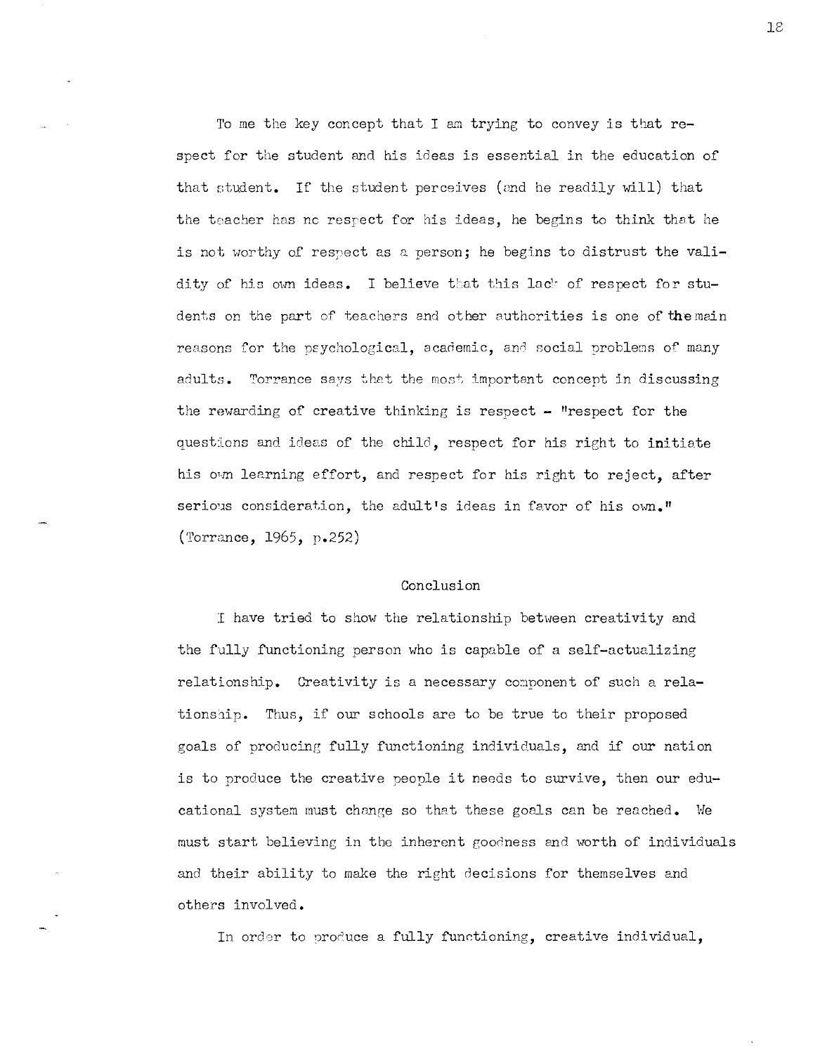To me the key concept that I am trying to convey is that respect for the student and his ideas is essential in the education of that student. If the student perceives (and he readily will) that the teacher has no respect for his ideas, he begins to think that he is not worthy of respect as a person; he begins to distrust the validity of his own ideas. I believe that this lack of respect for students on the part of teachers and other authorities is one of the main reasons for the psychological, academic, and social problems of many adults. Torrance says that the most important concept in discussing the rewarding of creative thinking is respect - "respect for the questions and ideas of the child, respect for his right to initiate his own learning effort, and respect for his right to reject, after serious consideration, the adult's ideas in favor of his own." (Torrance, 1965, p.252)

## Conclusion

I have tried to show the relationship between creativity and the fully functioning person who is capable of a self-actualizing relationship. Creativity is a necessary component of such a relationship. Thus, if our schools are to be true to their proposed goals of producing fully functioning individuals, and if our nation is to produce the creative people it needs to survive, then our educational system must change so that these goals can be reached. We must start believing in the inherent goodness and worth of individuals and their ability to make the right decisions for themselves and others involved.

In order to produce a fully functioning, creative individual,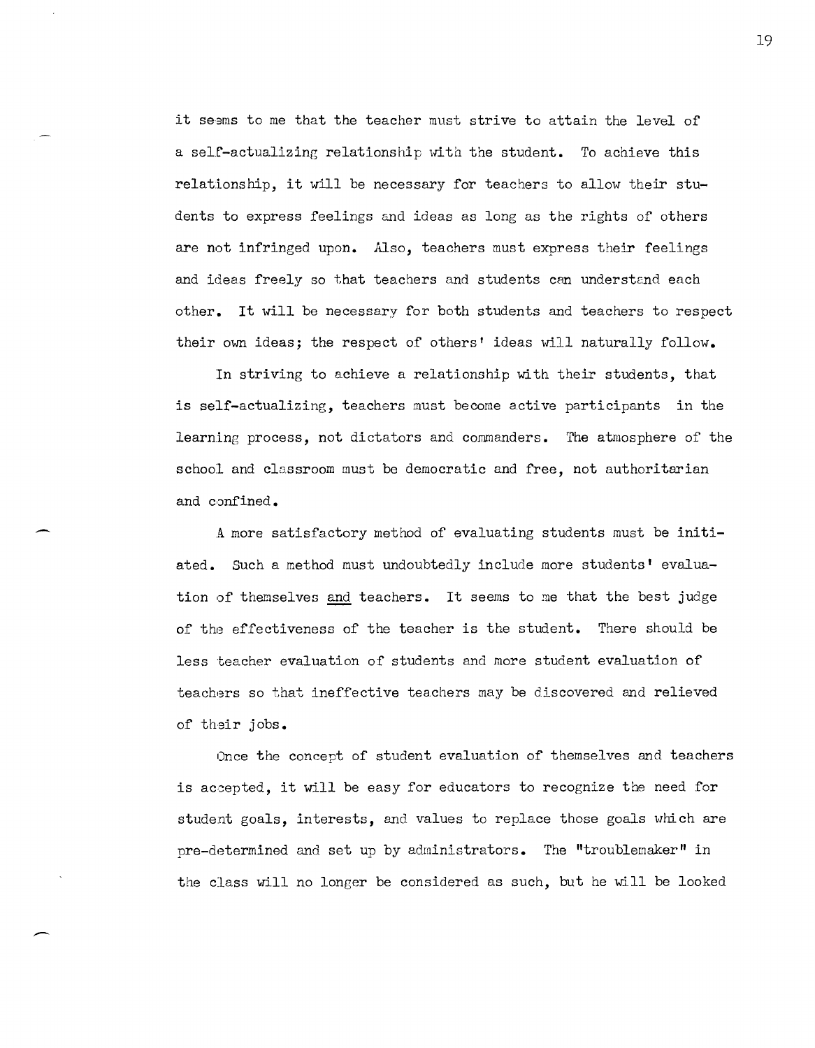it seems to me that the teacher must strive to attain the level of a self-actualizing relationship with the student. To achieve this relationship, it will be necessary for teachers to allow their students to express feelings and ideas as long as the rights of others are not infringed upon. Also, teachers must express their feelings and ideas freely so that teachers and students can understand each other. It will be necessary for both students and teachers to respect their own ideas; the respect of others' ideas will naturally follow.

In striving to achieve a relationship with their students, that is self-actualizing, teachers must become active participants in the learning process, not dictators and commanders. The atmosphere of the school and classroom must be democratic and free, not authoritarian and confined.

A more satisfactory method of evaluating students must be initiated. Such a method must undoubtedly include more students' evaluation of themselves <u>and</u> teachers. It seems to me that the best judge of the effectiveness of the teacher is the student. There should be less teacher evaluation of students and more student evaluation of teachers so that ineffective teachers may be discovered and relieved of their jobs.

Once the concept of student evaluation of themselves and teachers is accepted, it will be easy for educators to recognize the need for student goals, interests, and values to replace those goals which are pre-determined and set up by administrators. The "troublemaker" in the class will no longer be considered as such, but he will be looked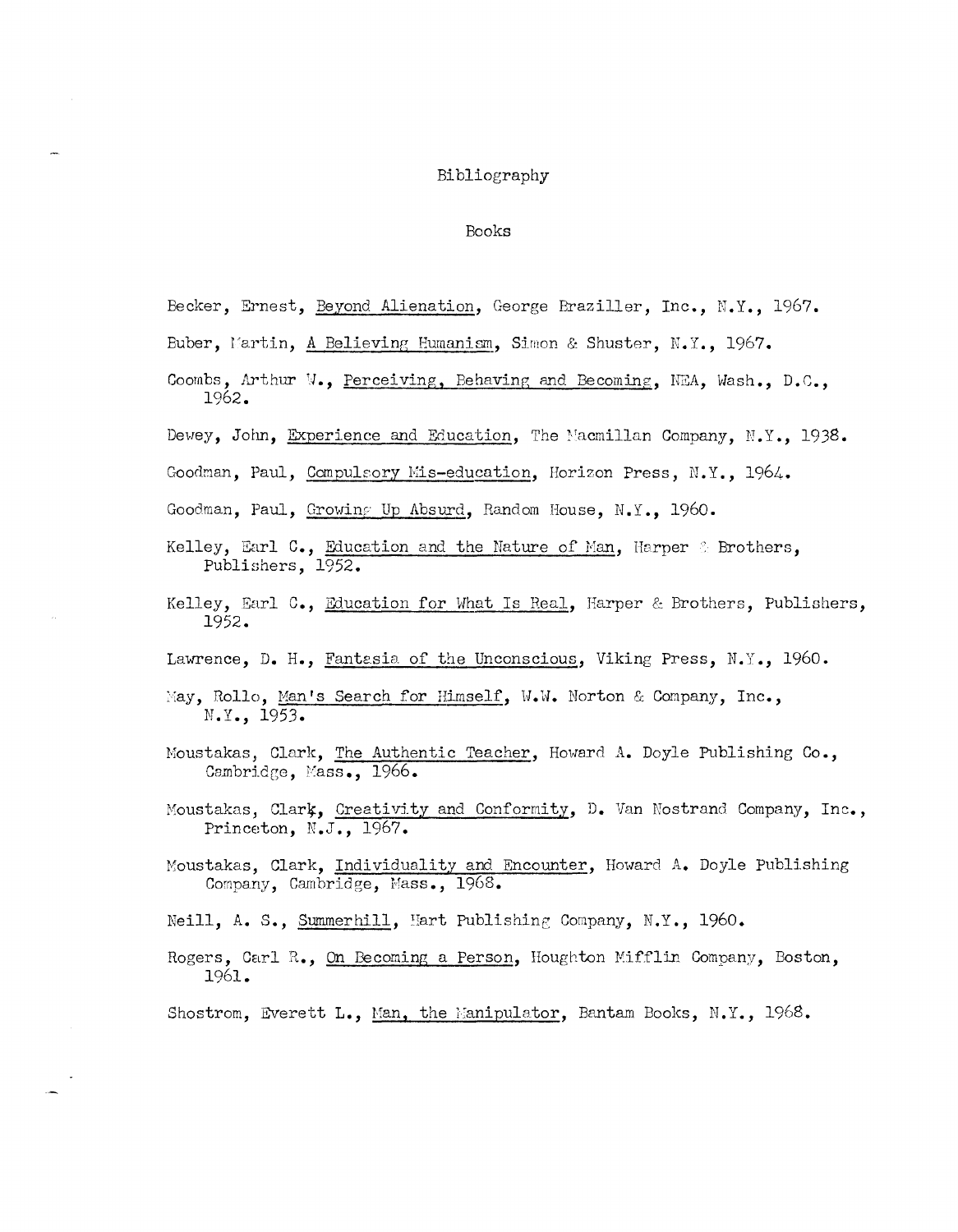# Bibliography

## Books

Becker, Ernest, Beyond Alienation, George Braziller, Inc., N.Y., 1967.

Buber, Martin, A Believing Humanism, Simon & Shuster, N.Y., 1967.

Coombs, Arthur W., Perceiving, Behaving and Becoming, NEA, Wash., D.C., 1962.

Dewey, John, Experience and Education, The Macmillan Company, N.Y., 1938.

Goodman, Paul, Compulsory Mis-education, Horizon Press, N.Y., 1964.

Goodman, Paul, Growing Up Absurd, Random House, N.Y., 1960.

Kelley, Earl C., Education and the Nature of Man, Harper & Brothers, Publishers, 1952.

Kelley, Earl C., Education for What Is Real, Harper & Brothers, Publishers, 1952.

Lawrence, D. H., Fantasia of the Unconscious, Viking Press, N.Y., 1960.

May, Rollo, Man's Search for Himself, W.W. Norton & Company, Inc., N.Y., 1953.

Moustakas, Clark, The Authentic Teacher, Howard A. Doyle Publishing Co., Cambridge, Mass., 1966.

Moustakas, Clark, Creativity and Conformity, D. Van Nostrand Company, Inc., Princeton, N.J., 1967.

Moustakas, Clark, Individuality and Encounter, Howard A. Doyle Publishing Company, Cambridge, Mass., 1968.

Neill, A. S., Summerhill, Hart Publishing Company, N.Y., 1960.

Rogers, Carl R., On Becoming a Person, Houghton Mifflin Company, Boston, 1961.

Shostrom, Everett L., Man, the Manipulator, Bantam Books, N.Y., 1968.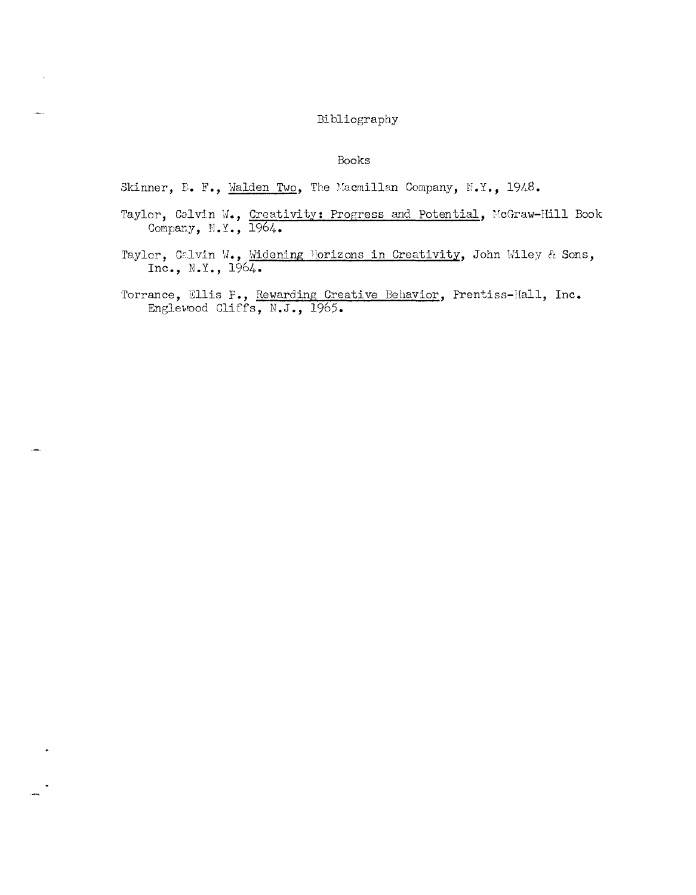# Bibliography

## Books

Skinner, B. F., Walden Two, The Macmillan Company, N.Y., 1948.

Taylor, Calvin W., Creativity: Progress and Potential, McGraw-Hill Book Company, N.Y., 1964.

Taylor, Calvin W., Widening Horizons in Creativity, John Wiley & Sons, Inc., N.Y., 1964.

Torrance, Ellis P., Rewarding Creative Behavior, Prentiss-Hall, Inc. Englewood Cliffs, N.J., 1965.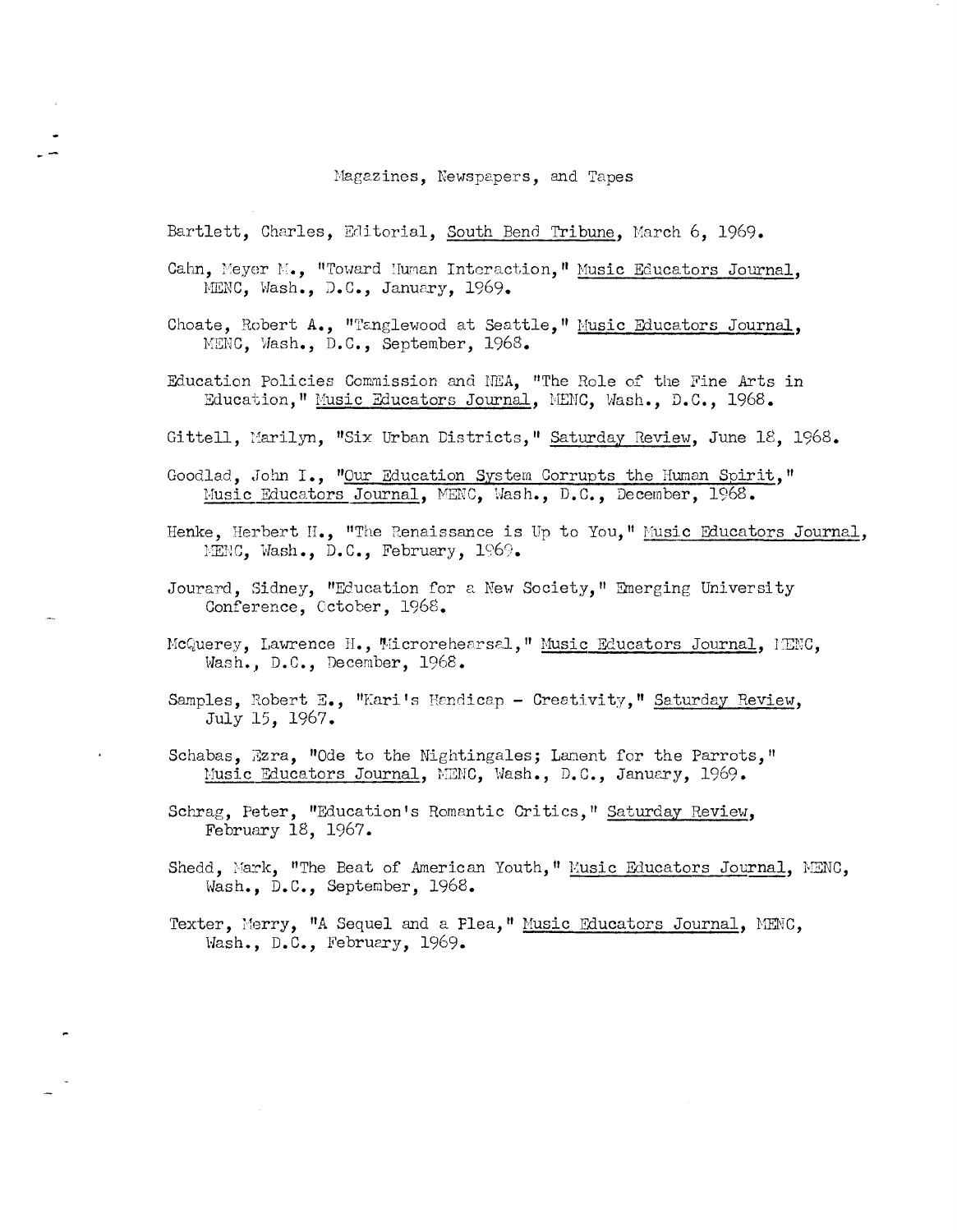## Magazines, Newspapers, and Tapes

Bartlett, Charles, Editorial, South Bend Tribune, March 6, 1969.

Cahn, Meyer M., "Toward Human Interaction," Music Educators Journal, MENC, Wash., D.C., January, 1969.

Choate, Robert A., "Tanglewood at Seattle," Music Educators Journal, MENC, Wash., D.C., September, 1968.

Education Policies Commission and NEA, "The Role of the Fine Arts in Education," Music Educators Journal, MENC, Wash., D.C., 1968.

Gittell, Marilyn, "Six Urban Districts," Saturday Review, June 18, 1968.

Goodlad, John I., "Our Education System Corrupts the Human Spirit," Music Educators Journal, MENC, Wash., D.C., December, 1968.

Henke, Herbert H., "The Renaissance is Up to You," Music Educators Journal, MENC, Wash., D.C., February, 1969.

Jourard, Sidney, "Education for a New Society," Emerging University Conference, October, 1968.

McQuerey, Lawrence H., "Microrehearsal," Music Educators Journal, MENC, Wash., D.C., December, 1968.

Samples, Robert E., "Kari's Handicap - Creativity," Saturday Review, July 15, 1967.

Schabas, Ezra, "Ode to the Nightingales; Lament for the Parrots," Music Educators Journal, MENC, Wash., D.C., January, 1969.

Schrag, Peter, "Education's Romantic Critics," Saturday Review, February 18, 1967.

Shedd, Mark, "The Beat of American Youth," Music Educators Journal, MENC, Wash., D.C., September, 1968.

Texter, Merry, "A Sequel and a Plea," Music Educators Journal, MENC, Wash., D.C., February, 1969.